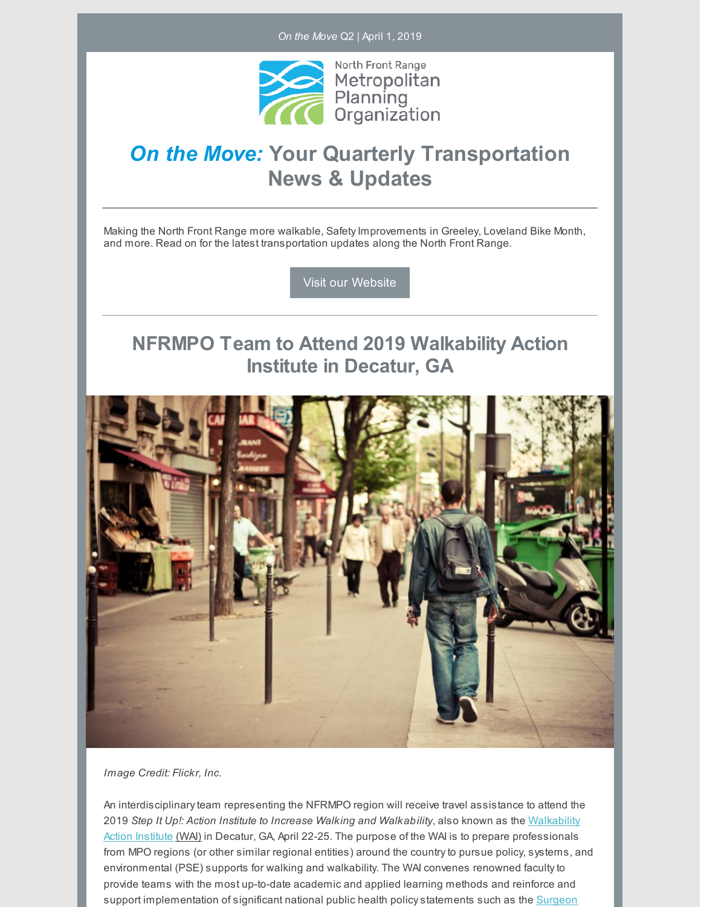*On the Move* Q2 | April 1, 2019

North Front Range Metropolitan Planning Organization

# *On the Move:* Your Quarterly Transportation News & Updates

---

Making the North Front Range more walkable, Safety Improvements in Greeley, Loveland Bike Month, and more. Read on for the latest transportation updates along the North Front Range.

Visit our Website

---

## NFRMPO Team to Attend 2019 Walkability Action Institute in Decatur, GA

*Image Credit: Flickr, Inc.*

An interdisciplinary team representing the NFRMPO region will receive travel assistance to attend the 2019 *Step It Up!: Action Institute to Increase Walking and Walkability*, also known as the Walkability Action Institute (WAI) in Decatur, GA, April 22-25. The purpose of the WAI is to prepare professionals from MPO regions (or other similar regional entities) around the country to pursue policy, systems, and environmental (PSE) supports for walking and walkability. The WAI convenes renowned faculty to provide teams with the most up-to-date academic and applied learning methods and reinforce and support implementation of significant national public health policy statements such as the Surgeon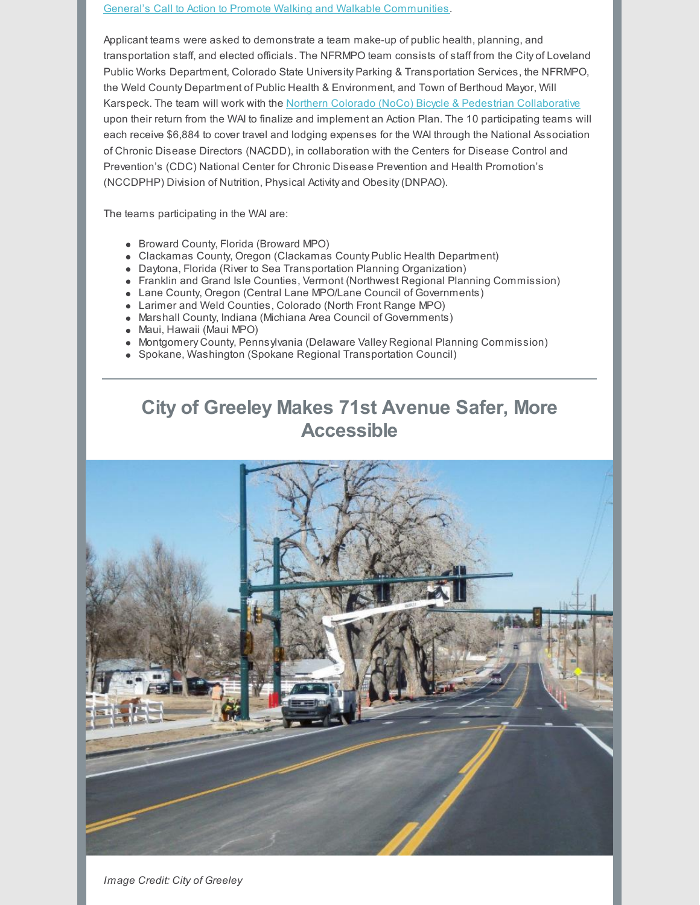General's Call to Action to Promote Walking and Walkable Communities.

Applicant teams were asked to demonstrate a team make-up of public health, planning, and transportation staff, and elected officials. The NFRMPO team consists of staff from the City of Loveland Public Works Department, Colorado State University Parking & Transportation Services, the NFRMPO, the Weld County Department of Public Health & Environment, and Town of Berthoud Mayor, Will Karspeck. The team will work with the Northern Colorado (NoCo) Bicycle & Pedestrian Collaborative upon their return from the WAI to finalize and implement an Action Plan. The 10 participating teams will each receive $6,884 to cover travel and lodging expenses for the WAI through the National Association of Chronic Disease Directors (NACDD), in collaboration with the Centers for Disease Control and Prevention's (CDC) National Center for Chronic Disease Prevention and Health Promotion's (NCCDPHP) Division of Nutrition, Physical Activity and Obesity (DNPAO).

The teams participating in the WAI are:

- Broward County, Florida (Broward MPO)
- Clackamas County, Oregon (Clackamas County Public Health Department)
- Daytona, Florida (River to Sea Transportation Planning Organization)
- Franklin and Grand Isle Counties, Vermont (Northwest Regional Planning Commission)
- Lane County, Oregon (Central Lane MPO/Lane Council of Governments)
- Larimer and Weld Counties, Colorado (North Front Range MPO)
- Marshall County, Indiana (Michiana Area Council of Governments)
- Maui, Hawaii (Maui MPO)
- Montgomery County, Pennsylvania (Delaware Valley Regional Planning Commission)
- Spokane, Washington (Spokane Regional Transportation Council)

---

## City of Greeley Makes 71st Avenue Safer, More Accessible

*Image Credit: City of Greeley*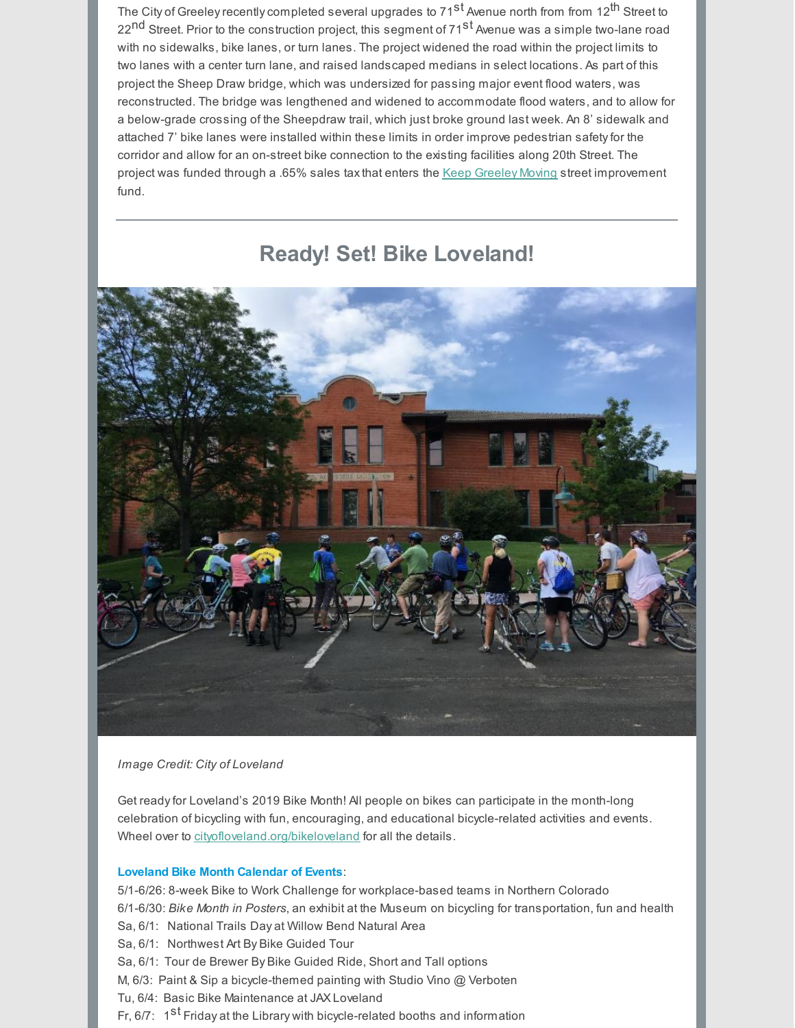The City of Greeley recently completed several upgrades to 71st Avenue north from from 12th Street to 22nd Street. Prior to the construction project, this segment of 71st Avenue was a simple two-lane road with no sidewalks, bike lanes, or turn lanes. The project widened the road within the project limits to two lanes with a center turn lane, and raised landscaped medians in select locations. As part of this project the Sheep Draw bridge, which was undersized for passing major event flood waters, was reconstructed. The bridge was lengthened and widened to accommodate flood waters, and to allow for a below-grade crossing of the Sheepdraw trail, which just broke ground last week. An 8' sidewalk and attached 7' bike lanes were installed within these limits in order improve pedestrian safety for the corridor and allow for an on-street bike connection to the existing facilities along 20th Street. The project was funded through a .65% sales tax that enters the Keep Greeley Moving street improvement fund.

---

## Ready! Set! Bike Loveland!

*Image Credit: City of Loveland*

Get ready for Loveland's 2019 Bike Month! All people on bikes can participate in the month-long celebration of bicycling with fun, encouraging, and educational bicycle-related activities and events. Wheel over to cityofloveland.org/bikeloveland for all the details.

**Loveland Bike Month Calendar of Events**:

5/1-6/26: 8-week Bike to Work Challenge for workplace-based teams in Northern Colorado
6/1-6/30: *Bike Month in Posters*, an exhibit at the Museum on bicycling for transportation, fun and health
Sa, 6/1: National Trails Day at Willow Bend Natural Area
Sa, 6/1: Northwest Art By Bike Guided Tour
Sa, 6/1: Tour de Brewer By Bike Guided Ride, Short and Tall options
M, 6/3: Paint & Sip a bicycle-themed painting with Studio Vino @ Verboten
Tu, 6/4: Basic Bike Maintenance at JAX Loveland
Fr, 6/7: 1st Friday at the Library with bicycle-related booths and information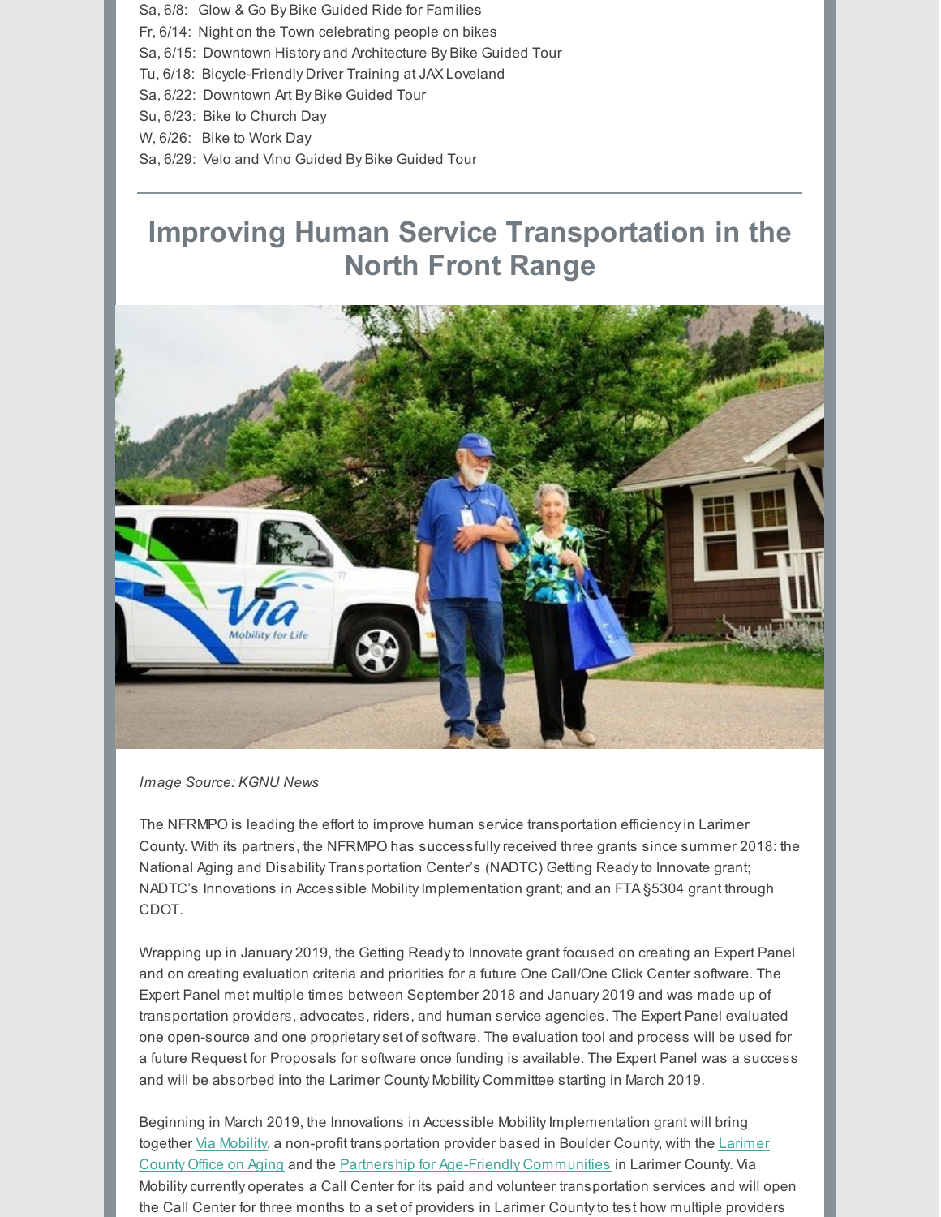Sa, 6/8: Glow & Go By Bike Guided Ride for Families
Fr, 6/14: Night on the Town celebrating people on bikes
Sa, 6/15: Downtown History and Architecture By Bike Guided Tour
Tu, 6/18: Bicycle-Friendly Driver Training at JAX Loveland
Sa, 6/22: Downtown Art By Bike Guided Tour
Su, 6/23: Bike to Church Day
W, 6/26: Bike to Work Day
Sa, 6/29: Velo and Vino Guided By Bike Guided Tour

---

# Improving Human Service Transportation in the North Front Range

*Image Source: KGNU News*

The NFRMPO is leading the effort to improve human service transportation efficiency in Larimer County. With its partners, the NFRMPO has successfully received three grants since summer 2018: the National Aging and Disability Transportation Center's (NADTC) Getting Ready to Innovate grant; NADTC's Innovations in Accessible Mobility Implementation grant; and an FTA §5304 grant through CDOT.

Wrapping up in January 2019, the Getting Ready to Innovate grant focused on creating an Expert Panel and on creating evaluation criteria and priorities for a future One Call/One Click Center software. The Expert Panel met multiple times between September 2018 and January 2019 and was made up of transportation providers, advocates, riders, and human service agencies. The Expert Panel evaluated one open-source and one proprietary set of software. The evaluation tool and process will be used for a future Request for Proposals for software once funding is available. The Expert Panel was a success and will be absorbed into the Larimer County Mobility Committee starting in March 2019.

Beginning in March 2019, the Innovations in Accessible Mobility Implementation grant will bring together Via Mobility, a non-profit transportation provider based in Boulder County, with the Larimer County Office on Aging and the Partnership for Age-Friendly Communities in Larimer County. Via Mobility currently operates a Call Center for its paid and volunteer transportation services and will open the Call Center for three months to a set of providers in Larimer County to test how multiple providers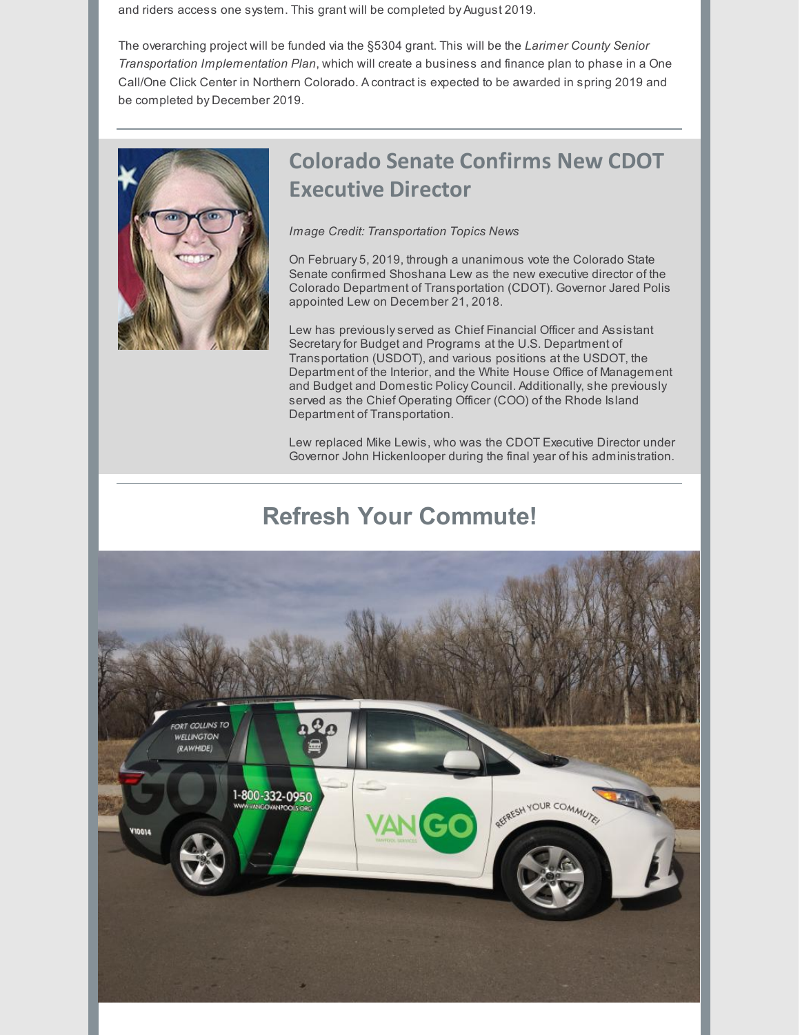and riders access one system. This grant will be completed by August 2019.

The overarching project will be funded via the §5304 grant. This will be the *Larimer County Senior Transportation Implementation Plan*, which will create a business and finance plan to phase in a One Call/One Click Center in Northern Colorado. A contract is expected to be awarded in spring 2019 and be completed by December 2019.

## Colorado Senate Confirms New CDOT Executive Director

*Image Credit: Transportation Topics News*

On February 5, 2019, through a unanimous vote the Colorado State Senate confirmed Shoshana Lew as the new executive director of the Colorado Department of Transportation (CDOT). Governor Jared Polis appointed Lew on December 21, 2018.

Lew has previously served as Chief Financial Officer and Assistant Secretary for Budget and Programs at the U.S. Department of Transportation (USDOT), and various positions at the USDOT, the Department of the Interior, and the White House Office of Management and Budget and Domestic Policy Council. Additionally, she previously served as the Chief Operating Officer (COO) of the Rhode Island Department of Transportation.

Lew replaced Mike Lewis, who was the CDOT Executive Director under Governor John Hickenlooper during the final year of his administration.

## Refresh Your Commute!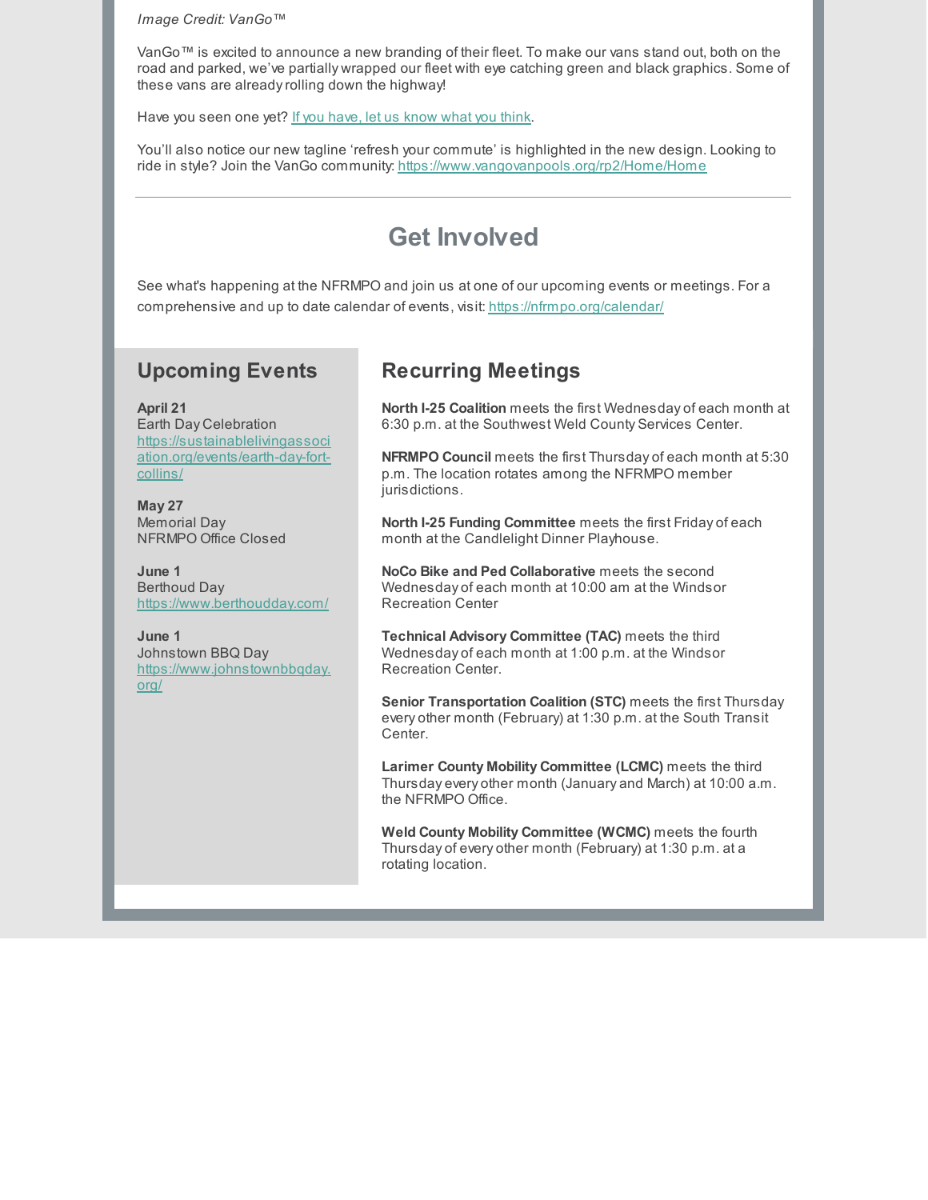*Image Credit: VanGo™*

VanGo™ is excited to announce a new branding of their fleet. To make our vans stand out, both on the road and parked, we've partially wrapped our fleet with eye catching green and black graphics. Some of these vans are already rolling down the highway!

Have you seen one yet? [If you have, let us know what you think](#).

You'll also notice our new tagline 'refresh your commute' is highlighted in the new design. Looking to ride in style? Join the VanGo community: https://www.vangovanpools.org/rp2/Home/Home

---

# Get Involved

See what's happening at the NFRMPO and join us at one of our upcoming events or meetings. For a comprehensive and up to date calendar of events, visit: https://nfrmpo.org/calendar/

## Upcoming Events

**April 21**
Earth Day Celebration
https://sustainablelivingassociation.org/events/earth-day-fort-collins/

**May 27**
Memorial Day
NFRMPO Office Closed

**June 1**
Berthoud Day
https://www.berthoudday.com/

**June 1**
Johnstown BBQ Day
https://www.johnstownbbqday.org/

## Recurring Meetings

**North I-25 Coalition** meets the first Wednesday of each month at 6:30 p.m. at the Southwest Weld County Services Center.

**NFRMPO Council** meets the first Thursday of each month at 5:30 p.m. The location rotates among the NFRMPO member jurisdictions.

**North I-25 Funding Committee** meets the first Friday of each month at the Candlelight Dinner Playhouse.

**NoCo Bike and Ped Collaborative** meets the second Wednesday of each month at 10:00 am at the Windsor Recreation Center

**Technical Advisory Committee (TAC)** meets the third Wednesday of each month at 1:00 p.m. at the Windsor Recreation Center.

**Senior Transportation Coalition (STC)** meets the first Thursday every other month (February) at 1:30 p.m. at the South Transit Center.

**Larimer County Mobility Committee (LCMC)** meets the third Thursday every other month (January and March) at 10:00 a.m. the NFRMPO Office.

**Weld County Mobility Committee (WCMC)** meets the fourth Thursday of every other month (February) at 1:30 p.m. at a rotating location.